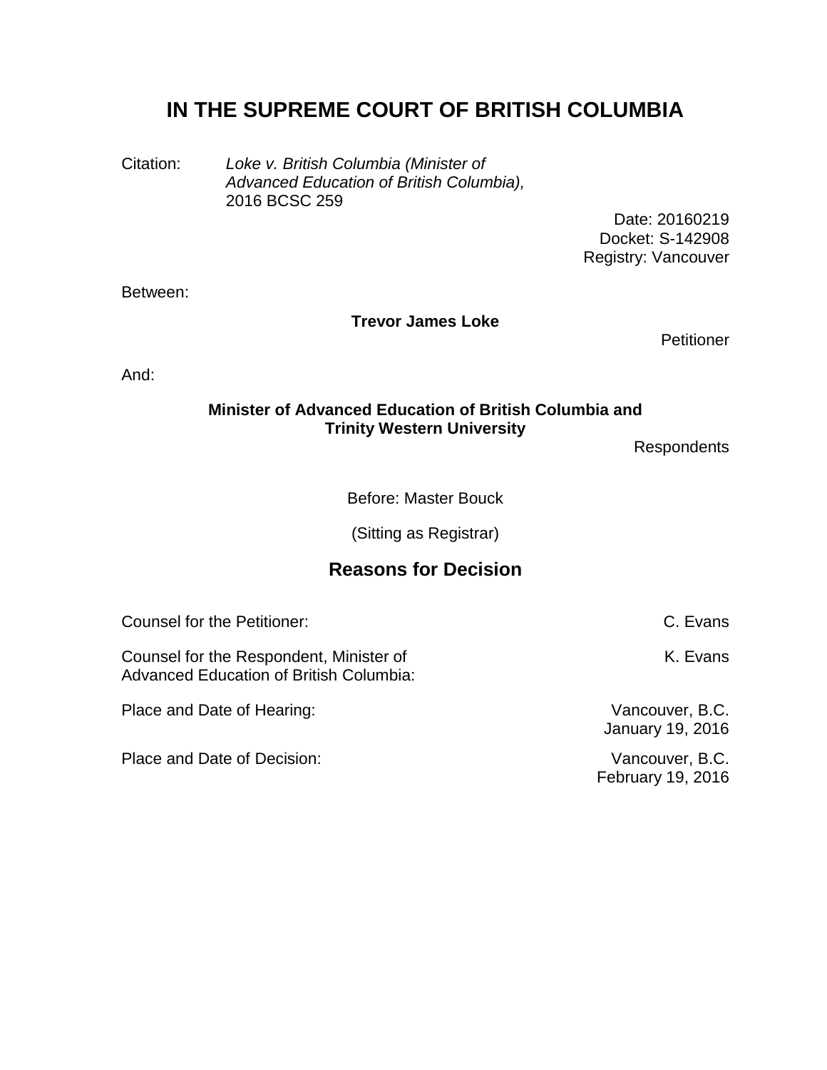# IN THE SUPREME COURT OF BRITISH COLUMBIA

Citation: *Loke v. British Columbia (Minister of Advanced Education of British Columbia),* 2016 BCSC 259

Date: 20160219
Docket: S-142908
Registry: Vancouver

Between:

**Trevor James Loke**

Petitioner

And:

**Minister of Advanced Education of British Columbia and Trinity Western University**

Respondents

Before: Master Bouck

(Sitting as Registrar)

## Reasons for Decision

| | |
|---|---|
| Counsel for the Petitioner: | C. Evans |
| Counsel for the Respondent, Minister of Advanced Education of British Columbia: | K. Evans |
| Place and Date of Hearing: | Vancouver, B.C. January 19, 2016 |
| Place and Date of Decision: | Vancouver, B.C. February 19, 2016 |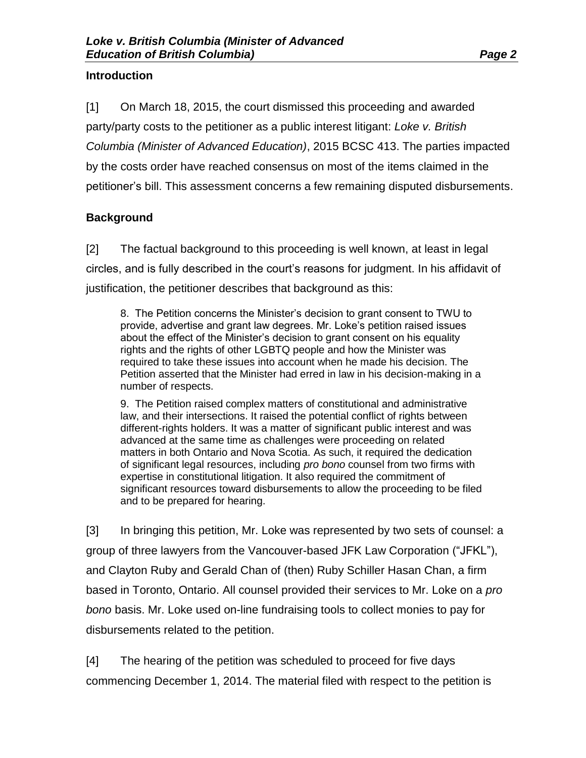## Introduction

[1] On March 18, 2015, the court dismissed this proceeding and awarded party/party costs to the petitioner as a public interest litigant: *Loke v. British Columbia (Minister of Advanced Education)*, 2015 BCSC 413. The parties impacted by the costs order have reached consensus on most of the items claimed in the petitioner's bill. This assessment concerns a few remaining disputed disbursements.

## Background

[2] The factual background to this proceeding is well known, at least in legal circles, and is fully described in the court's reasons for judgment. In his affidavit of justification, the petitioner describes that background as this:

> 8. The Petition concerns the Minister's decision to grant consent to TWU to provide, advertise and grant law degrees. Mr. Loke's petition raised issues about the effect of the Minister's decision to grant consent on his equality rights and the rights of other LGBTQ people and how the Minister was required to take these issues into account when he made his decision. The Petition asserted that the Minister had erred in law in his decision-making in a number of respects.
>
> 9. The Petition raised complex matters of constitutional and administrative law, and their intersections. It raised the potential conflict of rights between different-rights holders. It was a matter of significant public interest and was advanced at the same time as challenges were proceeding on related matters in both Ontario and Nova Scotia. As such, it required the dedication of significant legal resources, including *pro bono* counsel from two firms with expertise in constitutional litigation. It also required the commitment of significant resources toward disbursements to allow the proceeding to be filed and to be prepared for hearing.

[3] In bringing this petition, Mr. Loke was represented by two sets of counsel: a group of three lawyers from the Vancouver-based JFK Law Corporation ("JFKL"), and Clayton Ruby and Gerald Chan of (then) Ruby Schiller Hasan Chan, a firm based in Toronto, Ontario. All counsel provided their services to Mr. Loke on a *pro bono* basis. Mr. Loke used on-line fundraising tools to collect monies to pay for disbursements related to the petition.

[4] The hearing of the petition was scheduled to proceed for five days commencing December 1, 2014. The material filed with respect to the petition is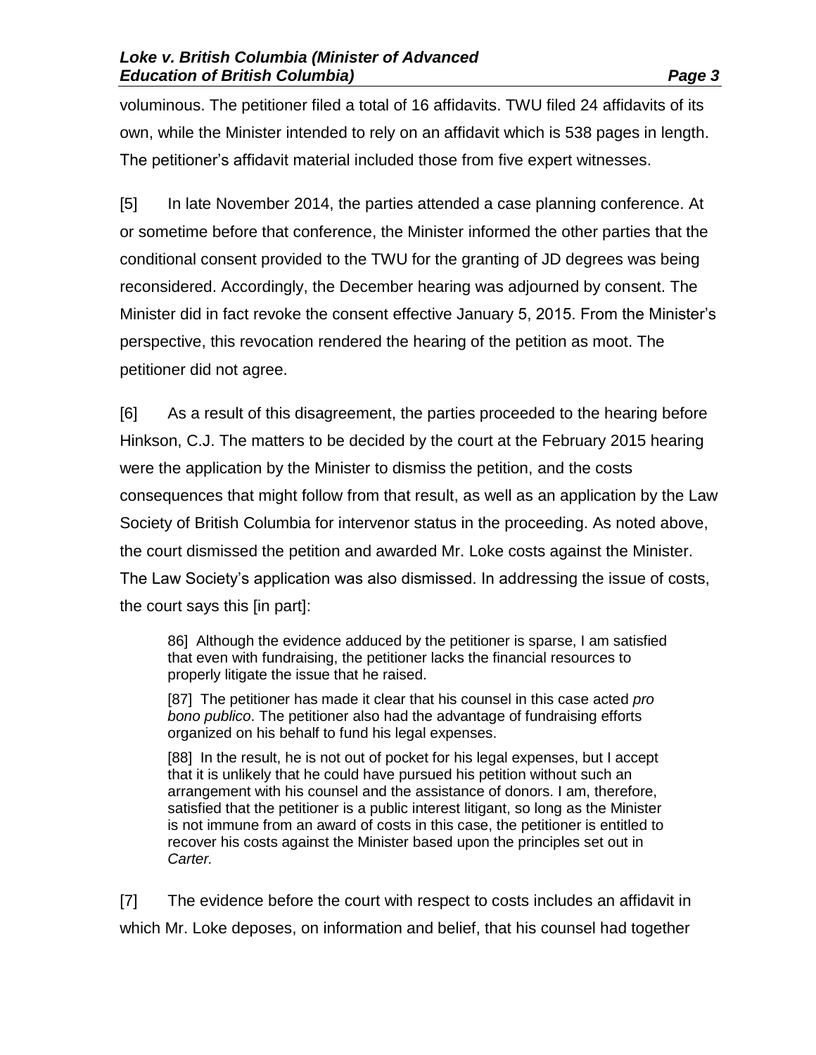voluminous. The petitioner filed a total of 16 affidavits. TWU filed 24 affidavits of its own, while the Minister intended to rely on an affidavit which is 538 pages in length. The petitioner's affidavit material included those from five expert witnesses.

[5] In late November 2014, the parties attended a case planning conference. At or sometime before that conference, the Minister informed the other parties that the conditional consent provided to the TWU for the granting of JD degrees was being reconsidered. Accordingly, the December hearing was adjourned by consent. The Minister did in fact revoke the consent effective January 5, 2015. From the Minister's perspective, this revocation rendered the hearing of the petition as moot. The petitioner did not agree.

[6] As a result of this disagreement, the parties proceeded to the hearing before Hinkson, C.J. The matters to be decided by the court at the February 2015 hearing were the application by the Minister to dismiss the petition, and the costs consequences that might follow from that result, as well as an application by the Law Society of British Columbia for intervenor status in the proceeding. As noted above, the court dismissed the petition and awarded Mr. Loke costs against the Minister. The Law Society's application was also dismissed. In addressing the issue of costs, the court says this [in part]:

> 86] Although the evidence adduced by the petitioner is sparse, I am satisfied that even with fundraising, the petitioner lacks the financial resources to properly litigate the issue that he raised.
>
> [87] The petitioner has made it clear that his counsel in this case acted *pro bono publico*. The petitioner also had the advantage of fundraising efforts organized on his behalf to fund his legal expenses.
>
> [88] In the result, he is not out of pocket for his legal expenses, but I accept that it is unlikely that he could have pursued his petition without such an arrangement with his counsel and the assistance of donors. I am, therefore, satisfied that the petitioner is a public interest litigant, so long as the Minister is not immune from an award of costs in this case, the petitioner is entitled to recover his costs against the Minister based upon the principles set out in *Carter.*

[7] The evidence before the court with respect to costs includes an affidavit in which Mr. Loke deposes, on information and belief, that his counsel had together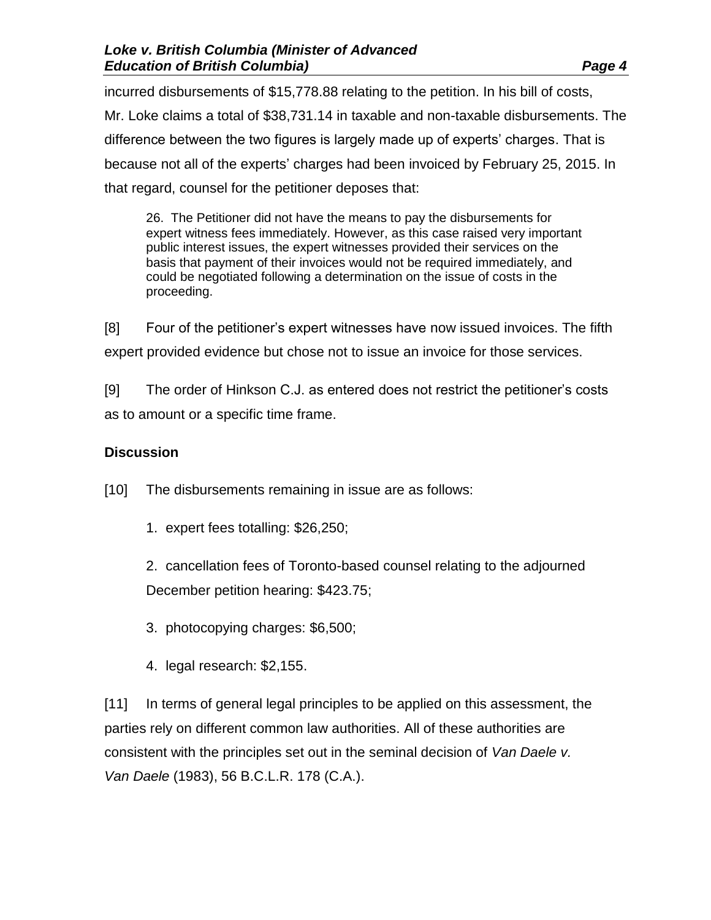incurred disbursements of $15,778.88 relating to the petition. In his bill of costs, Mr. Loke claims a total of $38,731.14 in taxable and non-taxable disbursements. The difference between the two figures is largely made up of experts' charges. That is because not all of the experts' charges had been invoiced by February 25, 2015. In that regard, counsel for the petitioner deposes that:

> 26. The Petitioner did not have the means to pay the disbursements for expert witness fees immediately. However, as this case raised very important public interest issues, the expert witnesses provided their services on the basis that payment of their invoices would not be required immediately, and could be negotiated following a determination on the issue of costs in the proceeding.

[8] Four of the petitioner's expert witnesses have now issued invoices. The fifth expert provided evidence but chose not to issue an invoice for those services.

[9] The order of Hinkson C.J. as entered does not restrict the petitioner's costs as to amount or a specific time frame.

## Discussion

[10] The disbursements remaining in issue are as follows:

1. expert fees totalling: $26,250;
2. cancellation fees of Toronto-based counsel relating to the adjourned December petition hearing: $423.75;
3. photocopying charges: $6,500;
4. legal research: $2,155.

[11] In terms of general legal principles to be applied on this assessment, the parties rely on different common law authorities. All of these authorities are consistent with the principles set out in the seminal decision of *Van Daele v. Van Daele* (1983), 56 B.C.L.R. 178 (C.A.).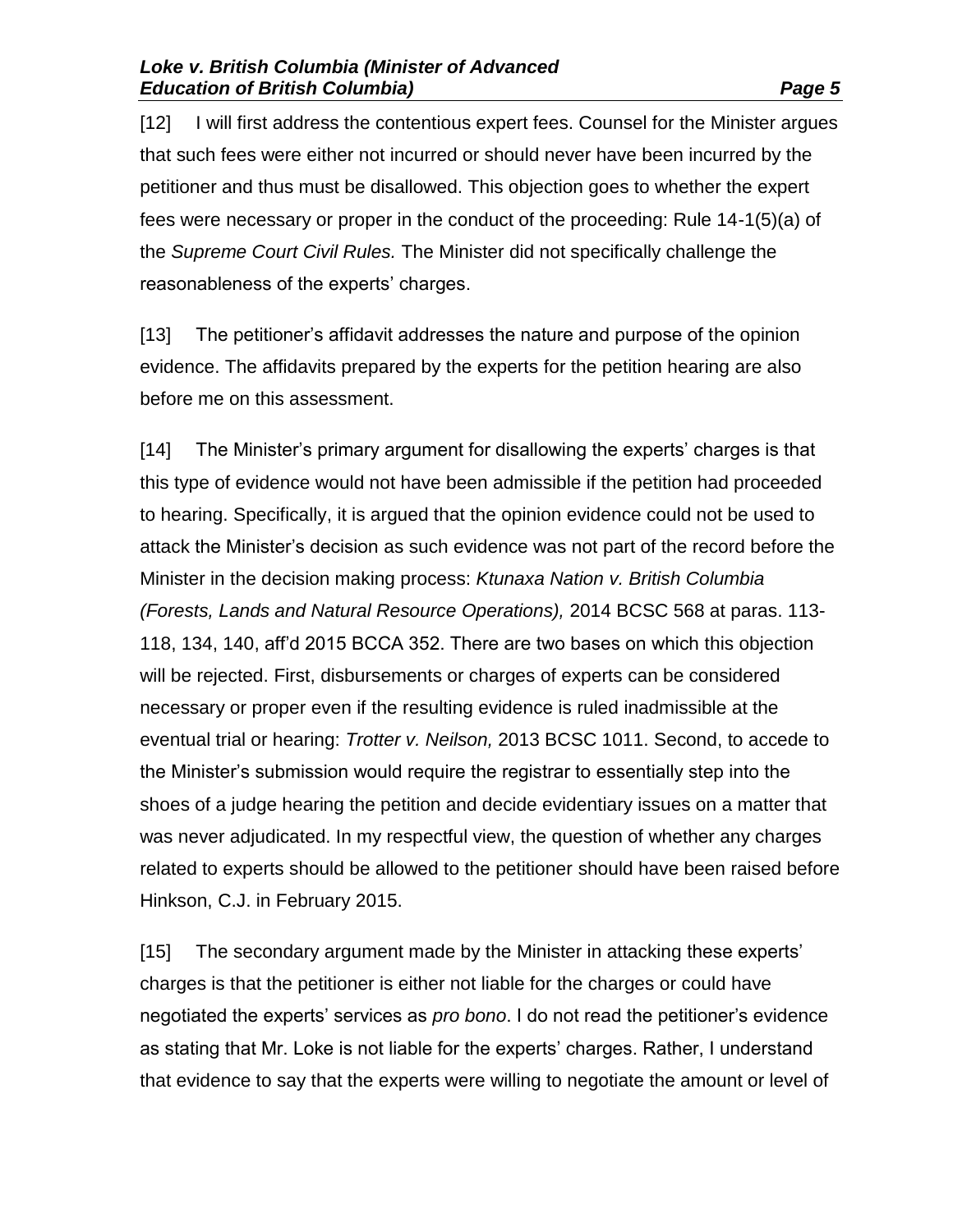[12] I will first address the contentious expert fees. Counsel for the Minister argues that such fees were either not incurred or should never have been incurred by the petitioner and thus must be disallowed. This objection goes to whether the expert fees were necessary or proper in the conduct of the proceeding: Rule 14-1(5)(a) of the *Supreme Court Civil Rules.* The Minister did not specifically challenge the reasonableness of the experts' charges.

[13] The petitioner's affidavit addresses the nature and purpose of the opinion evidence. The affidavits prepared by the experts for the petition hearing are also before me on this assessment.

[14] The Minister's primary argument for disallowing the experts' charges is that this type of evidence would not have been admissible if the petition had proceeded to hearing. Specifically, it is argued that the opinion evidence could not be used to attack the Minister's decision as such evidence was not part of the record before the Minister in the decision making process: *Ktunaxa Nation v. British Columbia (Forests, Lands and Natural Resource Operations),* 2014 BCSC 568 at paras. 113-118, 134, 140, aff'd 2015 BCCA 352. There are two bases on which this objection will be rejected. First, disbursements or charges of experts can be considered necessary or proper even if the resulting evidence is ruled inadmissible at the eventual trial or hearing: *Trotter v. Neilson,* 2013 BCSC 1011. Second, to accede to the Minister's submission would require the registrar to essentially step into the shoes of a judge hearing the petition and decide evidentiary issues on a matter that was never adjudicated. In my respectful view, the question of whether any charges related to experts should be allowed to the petitioner should have been raised before Hinkson, C.J. in February 2015.

[15] The secondary argument made by the Minister in attacking these experts' charges is that the petitioner is either not liable for the charges or could have negotiated the experts' services as *pro bono*. I do not read the petitioner's evidence as stating that Mr. Loke is not liable for the experts' charges. Rather, I understand that evidence to say that the experts were willing to negotiate the amount or level of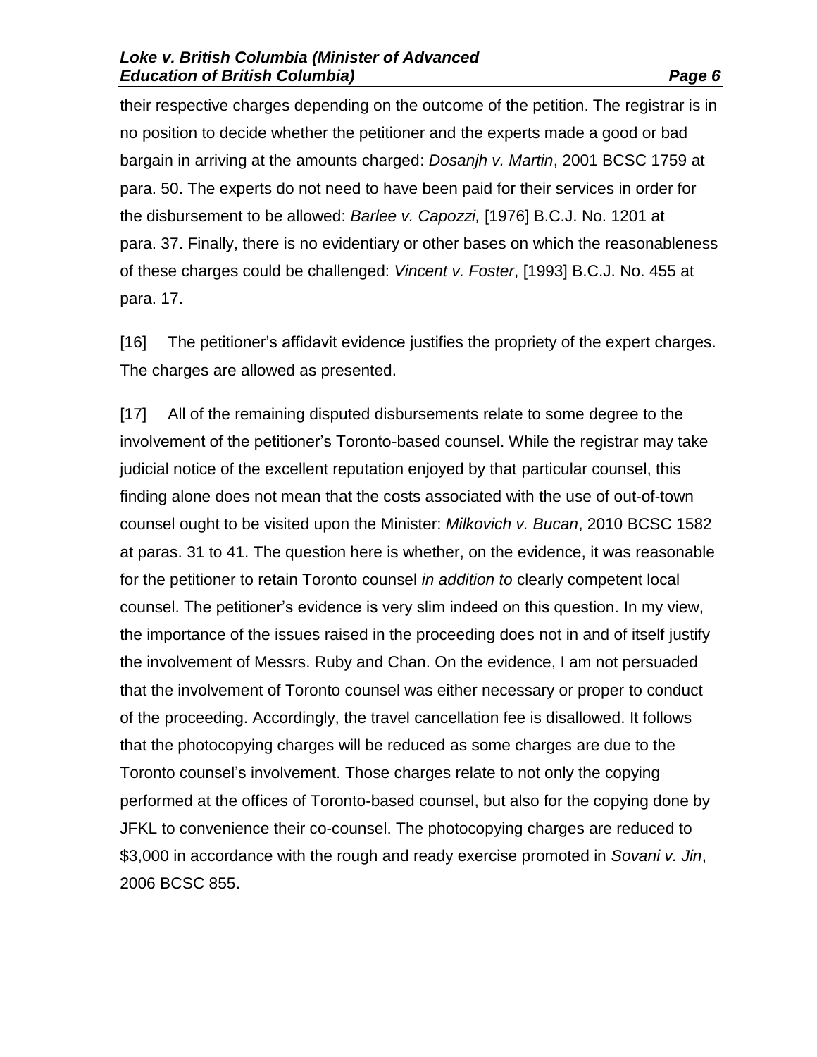their respective charges depending on the outcome of the petition. The registrar is in no position to decide whether the petitioner and the experts made a good or bad bargain in arriving at the amounts charged: *Dosanjh v. Martin*, 2001 BCSC 1759 at para. 50. The experts do not need to have been paid for their services in order for the disbursement to be allowed: *Barlee v. Capozzi,* [1976] B.C.J. No. 1201 at para. 37. Finally, there is no evidentiary or other bases on which the reasonableness of these charges could be challenged: *Vincent v. Foster*, [1993] B.C.J. No. 455 at para. 17.

[16] The petitioner's affidavit evidence justifies the propriety of the expert charges. The charges are allowed as presented.

[17] All of the remaining disputed disbursements relate to some degree to the involvement of the petitioner's Toronto-based counsel. While the registrar may take judicial notice of the excellent reputation enjoyed by that particular counsel, this finding alone does not mean that the costs associated with the use of out-of-town counsel ought to be visited upon the Minister: *Milkovich v. Bucan*, 2010 BCSC 1582 at paras. 31 to 41. The question here is whether, on the evidence, it was reasonable for the petitioner to retain Toronto counsel *in addition to* clearly competent local counsel. The petitioner's evidence is very slim indeed on this question. In my view, the importance of the issues raised in the proceeding does not in and of itself justify the involvement of Messrs. Ruby and Chan. On the evidence, I am not persuaded that the involvement of Toronto counsel was either necessary or proper to conduct of the proceeding. Accordingly, the travel cancellation fee is disallowed. It follows that the photocopying charges will be reduced as some charges are due to the Toronto counsel's involvement. Those charges relate to not only the copying performed at the offices of Toronto-based counsel, but also for the copying done by JFKL to convenience their co-counsel. The photocopying charges are reduced to $3,000 in accordance with the rough and ready exercise promoted in *Sovani v. Jin*, 2006 BCSC 855.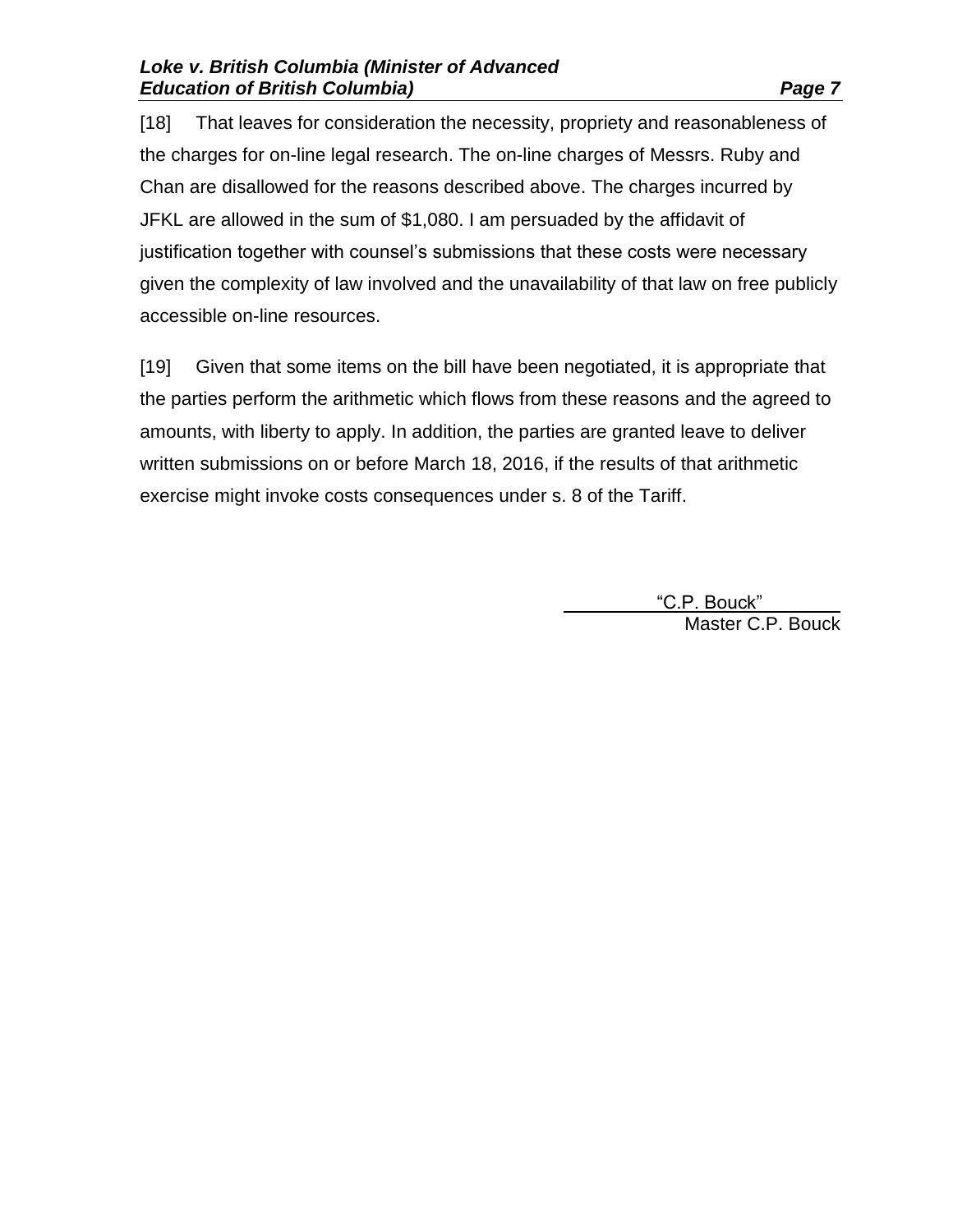[18] That leaves for consideration the necessity, propriety and reasonableness of the charges for on-line legal research. The on-line charges of Messrs. Ruby and Chan are disallowed for the reasons described above. The charges incurred by JFKL are allowed in the sum of $1,080. I am persuaded by the affidavit of justification together with counsel's submissions that these costs were necessary given the complexity of law involved and the unavailability of that law on free publicly accessible on-line resources.

[19] Given that some items on the bill have been negotiated, it is appropriate that the parties perform the arithmetic which flows from these reasons and the agreed to amounts, with liberty to apply. In addition, the parties are granted leave to deliver written submissions on or before March 18, 2016, if the results of that arithmetic exercise might invoke costs consequences under s. 8 of the Tariff.

"C.P. Bouck"
Master C.P. Bouck